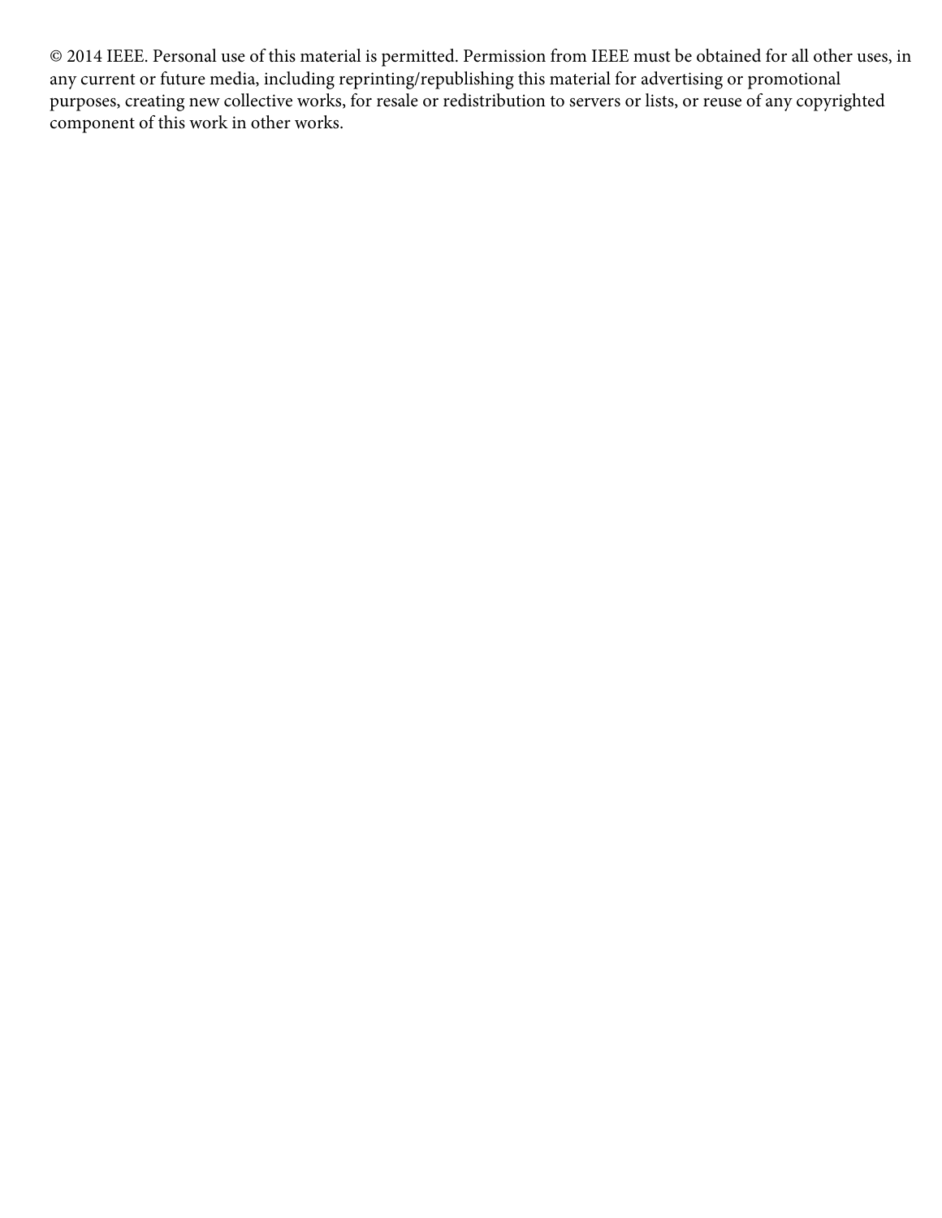© 2014 IEEE. Personal use of this material is permitted. Permission from IEEE must be obtained for all other uses, in any current or future media, including reprinting/republishing this material for advertising or promotional purposes, creating new collective works, for resale or redistribution to servers or lists, or reuse of any copyrighted component of this work in other works.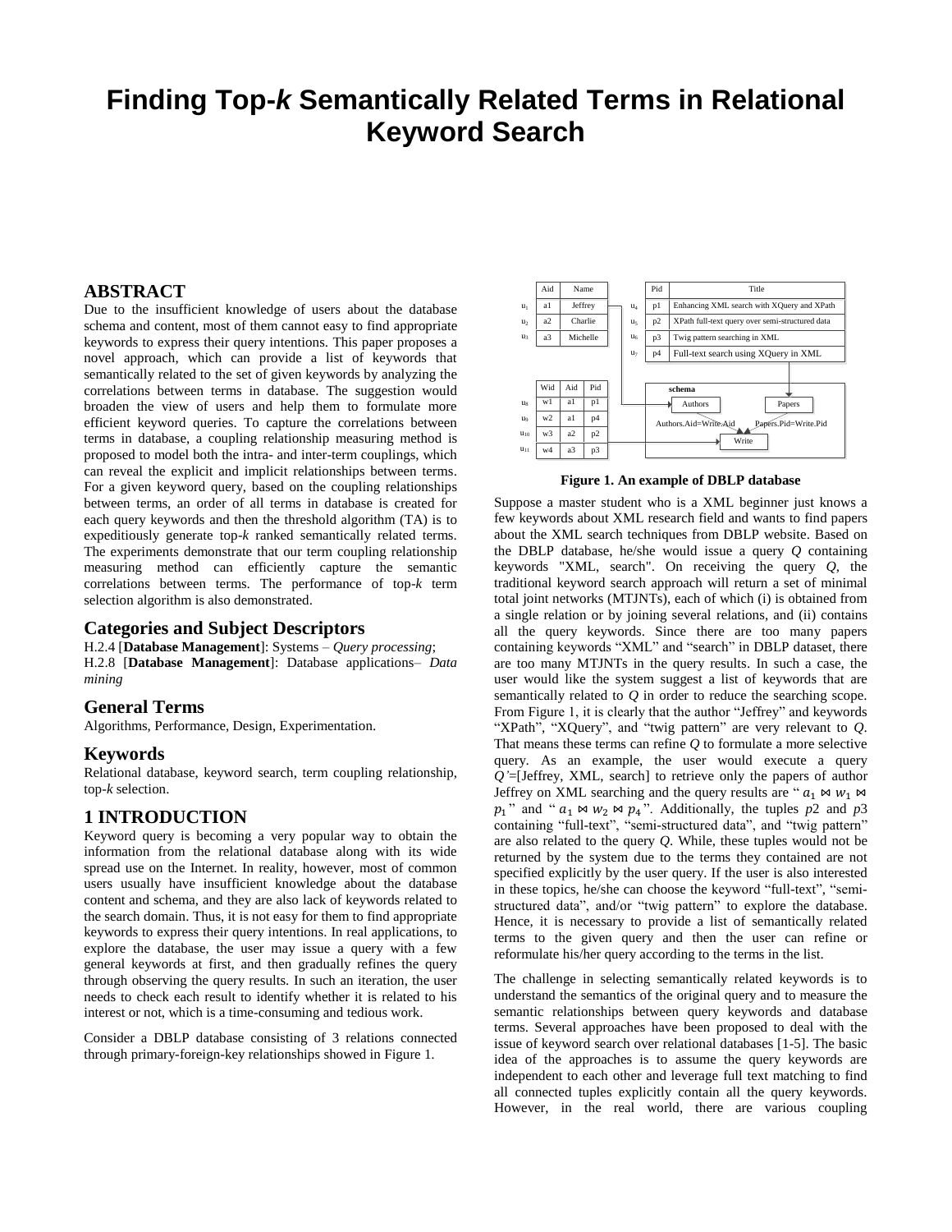# Finding Top-*k* Semantically Related Terms in Relational Keyword Search

## ABSTRACT

Due to the insufficient knowledge of users about the database schema and content, most of them cannot easy to find appropriate keywords to express their query intentions. This paper proposes a novel approach, which can provide a list of keywords that semantically related to the set of given keywords by analyzing the correlations between terms in database. The suggestion would broaden the view of users and help them to formulate more efficient keyword queries. To capture the correlations between terms in database, a coupling relationship measuring method is proposed to model both the intra- and inter-term couplings, which can reveal the explicit and implicit relationships between terms. For a given keyword query, based on the coupling relationships between terms, an order of all terms in database is created for each query keywords and then the threshold algorithm (TA) is to expeditiously generate top-*k* ranked semantically related terms. The experiments demonstrate that our term coupling relationship measuring method can efficiently capture the semantic correlations between terms. The performance of top-*k* term selection algorithm is also demonstrated.

## Categories and Subject Descriptors

H.2.4 [**Database Management**]: Systems – *Query processing*;
H.2.8 [**Database Management**]: Database applications– *Data mining*

## General Terms

Algorithms, Performance, Design, Experimentation.

## Keywords

Relational database, keyword search, term coupling relationship, top-*k* selection.

## 1 INTRODUCTION

Keyword query is becoming a very popular way to obtain the information from the relational database along with its wide spread use on the Internet. In reality, however, most of common users usually have insufficient knowledge about the database content and schema, and they are also lack of keywords related to the search domain. Thus, it is not easy for them to find appropriate keywords to express their query intentions. In real applications, to explore the database, the user may issue a query with a few general keywords at first, and then gradually refines the query through observing the query results. In such an iteration, the user needs to check each result to identify whether it is related to his interest or not, which is a time-consuming and tedious work.

Consider a DBLP database consisting of 3 relations connected through primary-foreign-key relationships showed in Figure 1.

| | Aid | Name |
|---|---|---|
| $u_1$ | a1 | Jeffrey |
| $u_2$ | a2 | Charlie |
| $u_3$ | a3 | Michelle |

| | Pid | Title |
|---|---|---|
| $u_4$ | p1 | Enhancing XML search with XQuery and XPath |
| $u_5$ | p2 | XPath full-text query over semi-structured data |
| $u_6$ | p3 | Twig pattern searching in XML |
| $u_7$ | p4 | Full-text search using XQuery in XML |

| | Wid | Aid | Pid |
|---|---|---|---|
| $u_8$ | w1 | a1 | p1 |
| $u_9$ | w2 | a1 | p4 |
| $u_{10}$ | w3 | a2 | p2 |
| $u_{11}$ | w4 | a3 | p3 |

schema: Authors — Authors.Aid=Write.Aid — Write — Papers.Pid=Write.Pid — Papers

**Figure 1. An example of DBLP database**

Suppose a master student who is a XML beginner just knows a few keywords about XML research field and wants to find papers about the XML search techniques from DBLP website. Based on the DBLP database, he/she would issue a query *Q* containing keywords "XML, search". On receiving the query *Q*, the traditional keyword search approach will return a set of minimal total joint networks (MTJNTs), each of which (i) is obtained from a single relation or by joining several relations, and (ii) contains all the query keywords. Since there are too many papers containing keywords "XML" and "search" in DBLP dataset, there are too many MTJNTs in the query results. In such a case, the user would like the system suggest a list of keywords that are semantically related to *Q* in order to reduce the searching scope. From Figure 1, it is clearly that the author "Jeffrey" and keywords "XPath", "XQuery", and "twig pattern" are very relevant to *Q*. That means these terms can refine *Q* to formulate a more selective query. As an example, the user would execute a query *Q'*=[Jeffrey, XML, search] to retrieve only the papers of author Jeffrey on XML searching and the query results are "$a_1 \bowtie w_1 \bowtie p_1$" and "$a_1 \bowtie w_2 \bowtie p_4$". Additionally, the tuples *p*2 and *p*3 containing "full-text", "semi-structured data", and "twig pattern" are also related to the query *Q*. While, these tuples would not be returned by the system due to the terms they contained are not specified explicitly by the user query. If the user is also interested in these topics, he/she can choose the keyword "full-text", "semi-structured data", and/or "twig pattern" to explore the database. Hence, it is necessary to provide a list of semantically related terms to the given query and then the user can refine or reformulate his/her query according to the terms in the list.

The challenge in selecting semantically related keywords is to understand the semantics of the original query and to measure the semantic relationships between query keywords and database terms. Several approaches have been proposed to deal with the issue of keyword search over relational databases [1-5]. The basic idea of the approaches is to assume the query keywords are independent to each other and leverage full text matching to find all connected tuples explicitly contain all the query keywords. However, in the real world, there are various coupling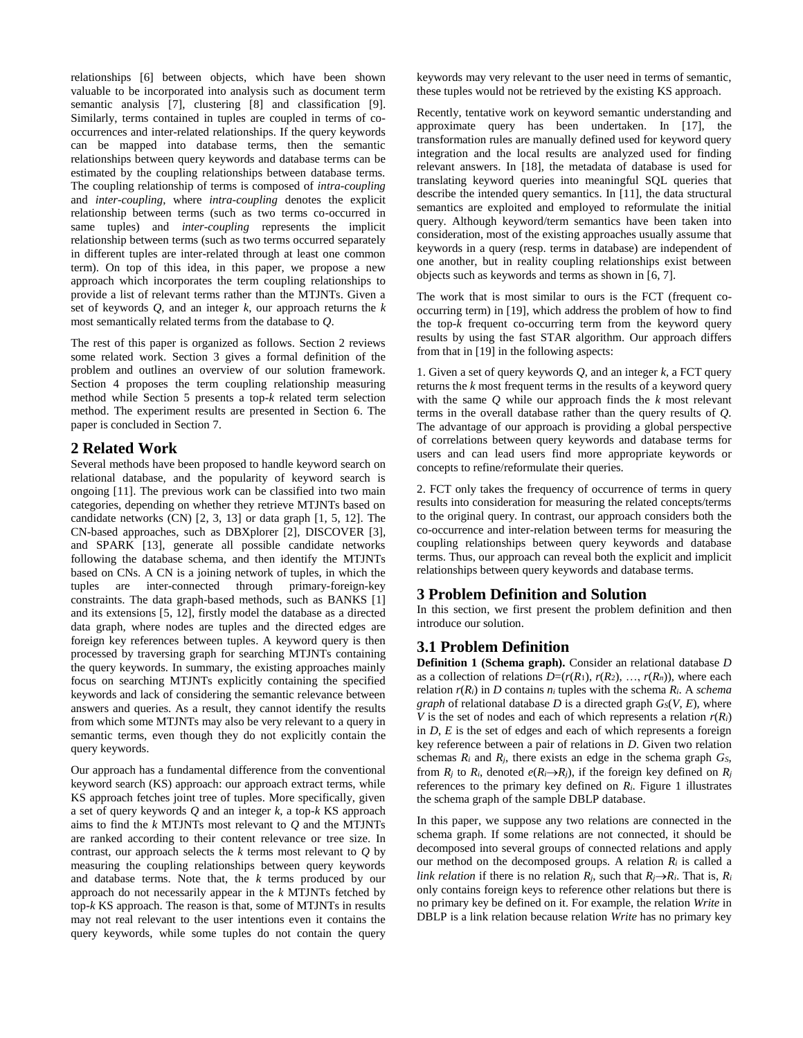relationships [6] between objects, which have been shown valuable to be incorporated into analysis such as document term semantic analysis [7], clustering [8] and classification [9]. Similarly, terms contained in tuples are coupled in terms of co-occurrences and inter-related relationships. If the query keywords can be mapped into database terms, then the semantic relationships between query keywords and database terms can be estimated by the coupling relationships between database terms. The coupling relationship of terms is composed of *intra-coupling* and *inter-coupling*, where *intra-coupling* denotes the explicit relationship between terms (such as two terms co-occurred in same tuples) and *inter-coupling* represents the implicit relationship between terms (such as two terms occurred separately in different tuples are inter-related through at least one common term). On top of this idea, in this paper, we propose a new approach which incorporates the term coupling relationships to provide a list of relevant terms rather than the MTJNTs. Given a set of keywords *Q*, and an integer *k*, our approach returns the *k* most semantically related terms from the database to *Q*.

The rest of this paper is organized as follows. Section 2 reviews some related work. Section 3 gives a formal definition of the problem and outlines an overview of our solution framework. Section 4 proposes the term coupling relationship measuring method while Section 5 presents a top-*k* related term selection method. The experiment results are presented in Section 6. The paper is concluded in Section 7.

## 2 Related Work

Several methods have been proposed to handle keyword search on relational database, and the popularity of keyword search is ongoing [11]. The previous work can be classified into two main categories, depending on whether they retrieve MTJNTs based on candidate networks (CN) [2, 3, 13] or data graph [1, 5, 12]. The CN-based approaches, such as DBXplorer [2], DISCOVER [3], and SPARK [13], generate all possible candidate networks following the database schema, and then identify the MTJNTs based on CNs. A CN is a joining network of tuples, in which the tuples are inter-connected through primary-foreign-key constraints. The data graph-based methods, such as BANKS [1] and its extensions [5, 12], firstly model the database as a directed data graph, where nodes are tuples and the directed edges are foreign key references between tuples. A keyword query is then processed by traversing graph for searching MTJNTs containing the query keywords. In summary, the existing approaches mainly focus on searching MTJNTs explicitly containing the specified keywords and lack of considering the semantic relevance between answers and queries. As a result, they cannot identify the results from which some MTJNTs may also be very relevant to a query in semantic terms, even though they do not explicitly contain the query keywords.

Our approach has a fundamental difference from the conventional keyword search (KS) approach: our approach extract terms, while KS approach fetches joint tree of tuples. More specifically, given a set of query keywords *Q* and an integer *k*, a top-*k* KS approach aims to find the *k* MTJNTs most relevant to *Q* and the MTJNTs are ranked according to their content relevance or tree size. In contrast, our approach selects the *k* terms most relevant to *Q* by measuring the coupling relationships between query keywords and database terms. Note that, the *k* terms produced by our approach do not necessarily appear in the *k* MTJNTs fetched by top-*k* KS approach. The reason is that, some of MTJNTs in results may not real relevant to the user intentions even it contains the query keywords, while some tuples do not contain the query keywords may very relevant to the user need in terms of semantic, these tuples would not be retrieved by the existing KS approach.

Recently, tentative work on keyword semantic understanding and approximate query has been undertaken. In [17], the transformation rules are manually defined used for keyword query integration and the local results are analyzed used for finding relevant answers. In [18], the metadata of database is used for translating keyword queries into meaningful SQL queries that describe the intended query semantics. In [11], the data structural semantics are exploited and employed to reformulate the initial query. Although keyword/term semantics have been taken into consideration, most of the existing approaches usually assume that keywords in a query (resp. terms in database) are independent of one another, but in reality coupling relationships exist between objects such as keywords and terms as shown in [6, 7].

The work that is most similar to ours is the FCT (frequent co-occurring term) in [19], which address the problem of how to find the top-*k* frequent co-occurring term from the keyword query results by using the fast STAR algorithm. Our approach differs from that in [19] in the following aspects:

1. Given a set of query keywords *Q*, and an integer *k*, a FCT query returns the *k* most frequent terms in the results of a keyword query with the same *Q* while our approach finds the *k* most relevant terms in the overall database rather than the query results of *Q*. The advantage of our approach is providing a global perspective of correlations between query keywords and database terms for users and can lead users find more appropriate keywords or concepts to refine/reformulate their queries.

2. FCT only takes the frequency of occurrence of terms in query results into consideration for measuring the related concepts/terms to the original query. In contrast, our approach considers both the co-occurrence and inter-relation between terms for measuring the coupling relationships between query keywords and database terms. Thus, our approach can reveal both the explicit and implicit relationships between query keywords and database terms.

## 3 Problem Definition and Solution

In this section, we first present the problem definition and then introduce our solution.

## 3.1 Problem Definition

**Definition 1 (Schema graph).** Consider an relational database *D* as a collection of relations $D=(r(R_1), r(R_2), \ldots, r(R_n))$, where each relation $r(R_i)$ in *D* contains $n_i$ tuples with the schema $R_i$. A *schema graph* of relational database *D* is a directed graph $G_S(V, E)$, where *V* is the set of nodes and each of which represents a relation $r(R_i)$ in *D*, *E* is the set of edges and each of which represents a foreign key reference between a pair of relations in *D*. Given two relation schemas $R_i$ and $R_j$, there exists an edge in the schema graph $G_S$, from $R_j$ to $R_i$, denoted $e(R_i \rightarrow R_j)$, if the foreign key defined on $R_j$ references to the primary key defined on $R_i$. Figure 1 illustrates the schema graph of the sample DBLP database.

In this paper, we suppose any two relations are connected in the schema graph. If some relations are not connected, it should be decomposed into several groups of connected relations and apply our method on the decomposed groups. A relation $R_i$ is called a *link relation* if there is no relation $R_j$, such that $R_j \rightarrow R_i$. That is, $R_i$ only contains foreign keys to reference other relations but there is no primary key be defined on it. For example, the relation *Write* in DBLP is a link relation because relation *Write* has no primary key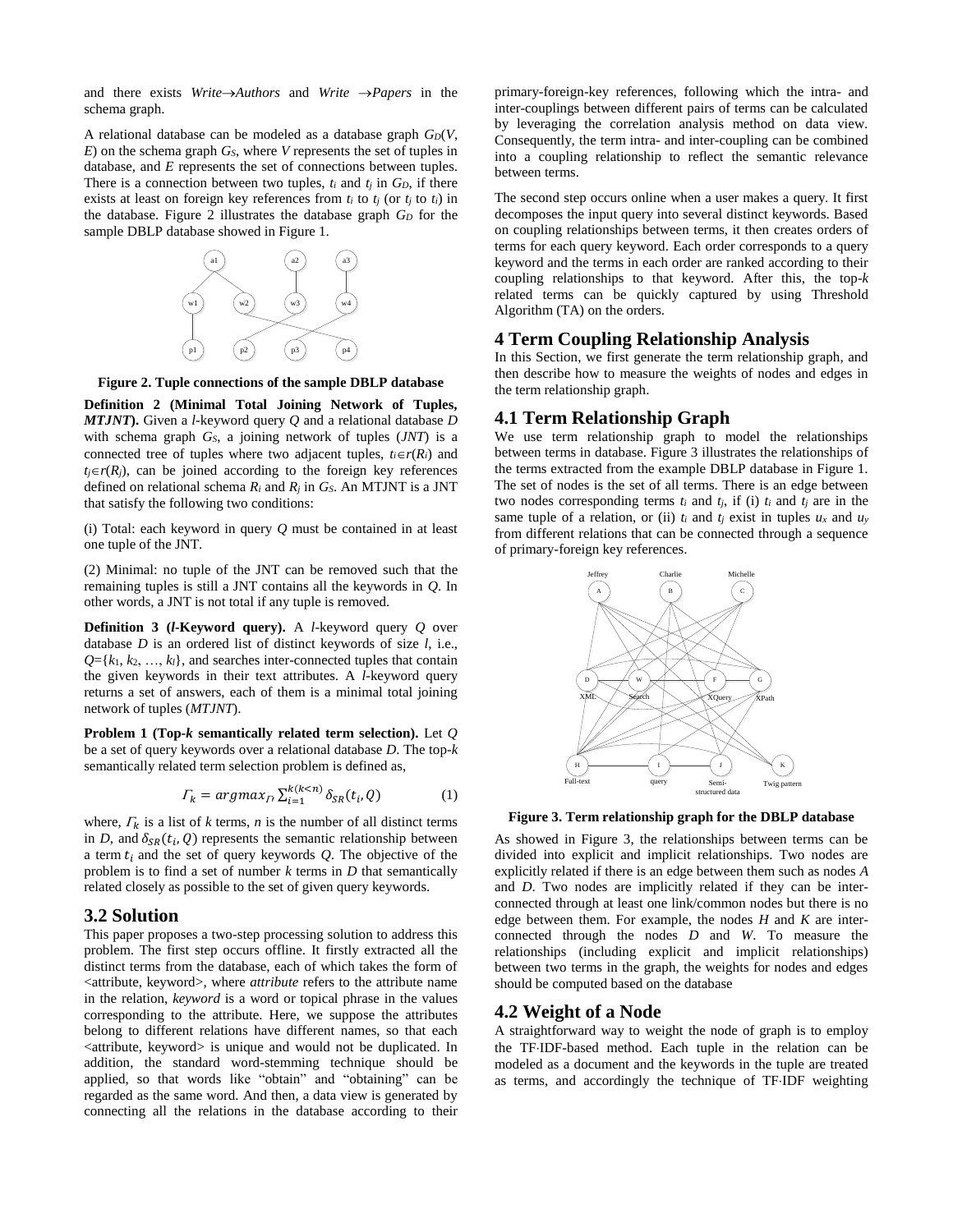and there exists *Write*→*Authors* and *Write* →*Papers* in the schema graph.

A relational database can be modeled as a database graph $G_D(V, E)$ on the schema graph $G_S$, where $V$ represents the set of tuples in database, and $E$ represents the set of connections between tuples. There is a connection between two tuples, $t_i$ and $t_j$ in $G_D$, if there exists at least on foreign key references from $t_i$ to $t_j$ (or $t_j$ to $t_i$) in the database. Figure 2 illustrates the database graph $G_D$ for the sample DBLP database showed in Figure 1.

**Figure 2. Tuple connections of the sample DBLP database**

**Definition 2 (Minimal Total Joining Network of Tuples, *MTJNT*).** Given a $l$-keyword query $Q$ and a relational database $D$ with schema graph $G_S$, a joining network of tuples (*JNT*) is a connected tree of tuples where two adjacent tuples, $t_i \in r(R_i)$ and $t_j \in r(R_j)$, can be joined according to the foreign key references defined on relational schema $R_i$ and $R_j$ in $G_S$. An MTJNT is a JNT that satisfy the following two conditions:

(i) Total: each keyword in query $Q$ must be contained in at least one tuple of the JNT.

(2) Minimal: no tuple of the JNT can be removed such that the remaining tuples is still a JNT contains all the keywords in $Q$. In other words, a JNT is not total if any tuple is removed.

**Definition 3 ($l$-Keyword query).** A $l$-keyword query $Q$ over database $D$ is an ordered list of distinct keywords of size $l$, i.e., $Q=\{k_1, k_2, \ldots, k_l\}$, and searches inter-connected tuples that contain the given keywords in their text attributes. A $l$-keyword query returns a set of answers, each of them is a minimal total joining network of tuples (*MTJNT*).

**Problem 1 (Top-$k$ semantically related term selection).** Let $Q$ be a set of query keywords over a relational database $D$. The top-$k$ semantically related term selection problem is defined as,

$$\Gamma_k = argmax_{\Gamma} \sum_{i=1}^{k(k<n)} \delta_{SR}(t_i, Q) \qquad (1)$$

where, $\Gamma_k$ is a list of $k$ terms, $n$ is the number of all distinct terms in $D$, and $\delta_{SR}(t_i, Q)$ represents the semantic relationship between a term $t_i$ and the set of query keywords $Q$. The objective of the problem is to find a set of number $k$ terms in $D$ that semantically related closely as possible to the set of given query keywords.

## 3.2 Solution

This paper proposes a two-step processing solution to address this problem. The first step occurs offline. It firstly extracted all the distinct terms from the database, each of which takes the form of <attribute, keyword>, where *attribute* refers to the attribute name in the relation, *keyword* is a word or topical phrase in the values corresponding to the attribute. Here, we suppose the attributes belong to different relations have different names, so that each <attribute, keyword> is unique and would not be duplicated. In addition, the standard word-stemming technique should be applied, so that words like "obtain" and "obtaining" can be regarded as the same word. And then, a data view is generated by connecting all the relations in the database according to their primary-foreign-key references, following which the intra- and inter-couplings between different pairs of terms can be calculated by leveraging the correlation analysis method on data view. Consequently, the term intra- and inter-coupling can be combined into a coupling relationship to reflect the semantic relevance between terms.

The second step occurs online when a user makes a query. It first decomposes the input query into several distinct keywords. Based on coupling relationships between terms, it then creates orders of terms for each query keyword. Each order corresponds to a query keyword and the terms in each order are ranked according to their coupling relationships to that keyword. After this, the top-$k$ related terms can be quickly captured by using Threshold Algorithm (TA) on the orders.

# 4 Term Coupling Relationship Analysis

In this Section, we first generate the term relationship graph, and then describe how to measure the weights of nodes and edges in the term relationship graph.

## 4.1 Term Relationship Graph

We use term relationship graph to model the relationships between terms in database. Figure 3 illustrates the relationships of the terms extracted from the example DBLP database in Figure 1. The set of nodes is the set of all terms. There is an edge between two nodes corresponding terms $t_i$ and $t_j$, if (i) $t_i$ and $t_j$ are in the same tuple of a relation, or (ii) $t_i$ and $t_j$ exist in tuples $u_x$ and $u_y$ from different relations that can be connected through a sequence of primary-foreign key references.

**Figure 3. Term relationship graph for the DBLP database**

As showed in Figure 3, the relationships between terms can be divided into explicit and implicit relationships. Two nodes are explicitly related if there is an edge between them such as nodes $A$ and $D$. Two nodes are implicitly related if they can be inter-connected through at least one link/common nodes but there is no edge between them. For example, the nodes $H$ and $K$ are inter-connected through the nodes $D$ and $W$. To measure the relationships (including explicit and implicit relationships) between two terms in the graph, the weights for nodes and edges should be computed based on the database

## 4.2 Weight of a Node

A straightforward way to weight the node of graph is to employ the TF·IDF-based method. Each tuple in the relation can be modeled as a document and the keywords in the tuple are treated as terms, and accordingly the technique of TF·IDF weighting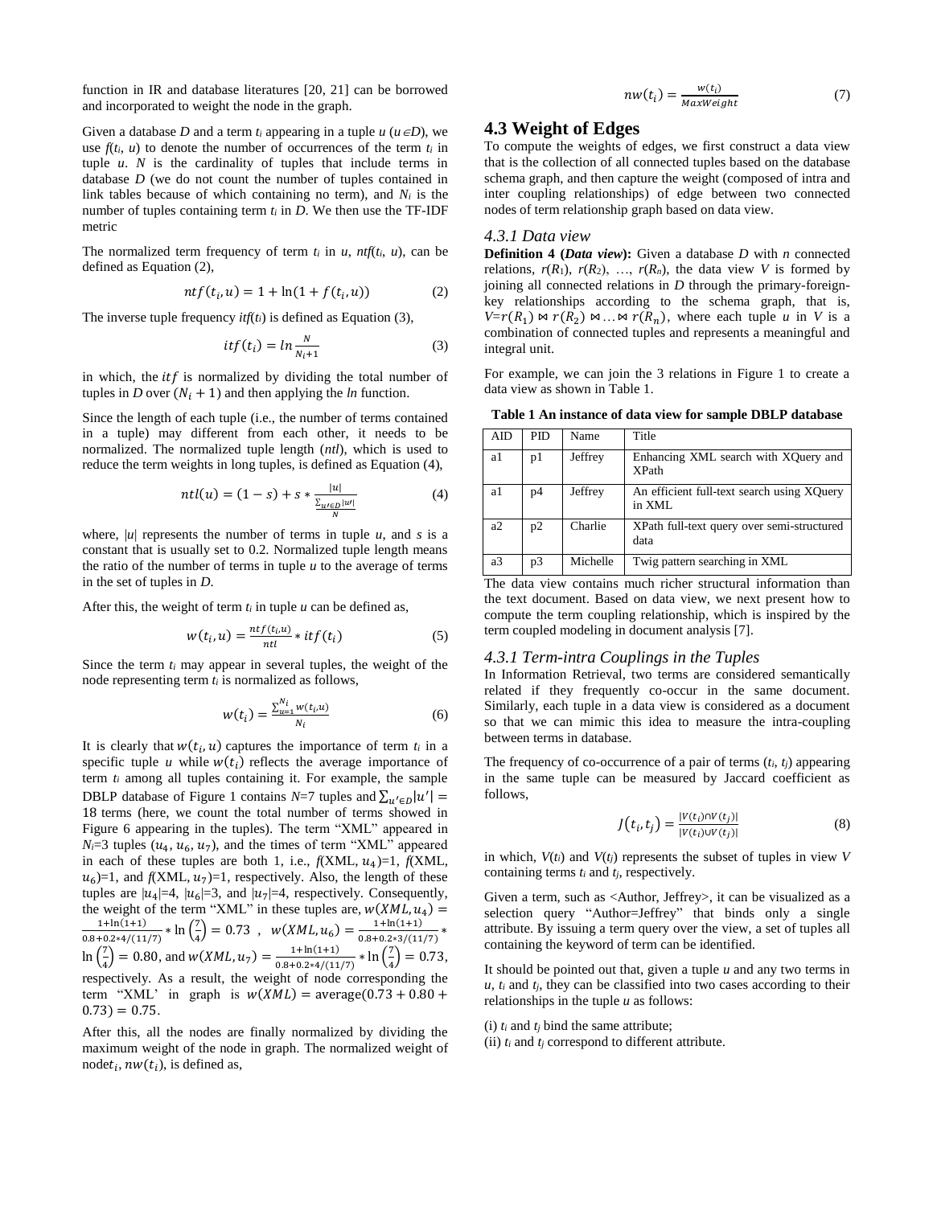function in IR and database literatures [20, 21] can be borrowed and incorporated to weight the node in the graph.

Given a database $D$ and a term $t_i$ appearing in a tuple $u$ ($u \in D$), we use $f(t_i, u)$ to denote the number of occurrences of the term $t_i$ in tuple $u$. $N$ is the cardinality of tuples that include terms in database $D$ (we do not count the number of tuples contained in link tables because of which containing no term), and $N_i$ is the number of tuples containing term $t_i$ in $D$. We then use the TF-IDF metric

The normalized term frequency of term $t_i$ in $u$, $ntf(t_i, u)$, can be defined as Equation (2),

$$ntf(t_i, u) = 1 + \ln(1 + f(t_i, u)) \quad (2)$$

The inverse tuple frequency $itf(t_i)$ is defined as Equation (3),

$$itf(t_i) = ln\frac{N}{N_i+1} \quad (3)$$

in which, the $itf$ is normalized by dividing the total number of tuples in $D$ over $(N_i + 1)$ and then applying the $ln$ function.

Since the length of each tuple (i.e., the number of terms contained in a tuple) may different from each other, it needs to be normalized. The normalized tuple length ($ntl$), which is used to reduce the term weights in long tuples, is defined as Equation (4),

$$ntl(u) = (1 - s) + s * \frac{|u|}{\frac{\sum_{u' \in D}|u'|}{N}} \quad (4)$$

where, $|u|$ represents the number of terms in tuple $u$, and $s$ is a constant that is usually set to 0.2. Normalized tuple length means the ratio of the number of terms in tuple $u$ to the average of terms in the set of tuples in $D$.

After this, the weight of term $t_i$ in tuple $u$ can be defined as,

$$w(t_i, u) = \frac{ntf(t_i,u)}{ntl} * itf(t_i) \quad (5)$$

Since the term $t_i$ may appear in several tuples, the weight of the node representing term $t_i$ is normalized as follows,

$$w(t_i) = \frac{\sum_{u=1}^{N_i} w(t_i,u)}{N_i} \quad (6)$$

It is clearly that $w(t_i, u)$ captures the importance of term $t_i$ in a specific tuple $u$ while $w(t_i)$ reflects the average importance of term $t_i$ among all tuples containing it. For example, the sample DBLP database of Figure 1 contains $N$=7 tuples and $\sum_{u' \in D}|u'| = 18$ terms (here, we count the total number of terms showed in Figure 6 appearing in the tuples). The term "XML" appeared in $N_i$=3 tuples ($u_4$, $u_6$, $u_7$), and the times of term "XML" appeared in each of these tuples are both 1, i.e., $f(\text{XML}, u_4)$=1, $f(\text{XML}, u_6)$=1, and $f(\text{XML}, u_7)$=1, respectively. Also, the length of these tuples are $|u_4|$=4, $|u_6|$=3, and $|u_7|$=4, respectively. Consequently, the weight of the term "XML" in these tuples are, $w(XML, u_4) = \frac{1+\ln(1+1)}{0.8+0.2*4/(11/7)} * \ln\left(\frac{7}{4}\right) = 0.73$, $w(XML, u_6) = \frac{1+\ln(1+1)}{0.8+0.2*3/(11/7)} * \ln\left(\frac{7}{4}\right) = 0.80$, and $w(XML, u_7) = \frac{1+\ln(1+1)}{0.8+0.2*4/(11/7)} * \ln\left(\frac{7}{4}\right) = 0.73$, respectively. As a result, the weight of node corresponding the term "XML' in graph is $w(XML) = \text{average}(0.73 + 0.80 + 0.73) = 0.75$.

After this, all the nodes are finally normalized by dividing the maximum weight of the node in graph. The normalized weight of node $t_i$, $nw(t_i)$, is defined as,

$$nw(t_i) = \frac{w(t_i)}{MaxWeight} \quad (7)$$

## 4.3 Weight of Edges

To compute the weights of edges, we first construct a data view that is the collection of all connected tuples based on the database schema graph, and then capture the weight (composed of intra and inter coupling relationships) of edge between two connected nodes of term relationship graph based on data view.

### *4.3.1 Data view*

**Definition 4 (*Data view*):** Given a database $D$ with $n$ connected relations, $r(R_1)$, $r(R_2)$, …, $r(R_n)$, the data view $V$ is formed by joining all connected relations in $D$ through the primary-foreign-key relationships according to the schema graph, that is, $V = r(R_1) \bowtie r(R_2) \bowtie \ldots \bowtie r(R_n)$, where each tuple $u$ in $V$ is a combination of connected tuples and represents a meaningful and integral unit.

For example, we can join the 3 relations in Figure 1 to create a data view as shown in Table 1.

**Table 1 An instance of data view for sample DBLP database**

| AID | PID | Name | Title |
|---|---|---|---|
| a1 | p1 | Jeffrey | Enhancing XML search with XQuery and XPath |
| a1 | p4 | Jeffrey | An efficient full-text search using XQuery in XML |
| a2 | p2 | Charlie | XPath full-text query over semi-structured data |
| a3 | p3 | Michelle | Twig pattern searching in XML |

The data view contains much richer structural information than the text document. Based on data view, we next present how to compute the term coupling relationship, which is inspired by the term coupled modeling in document analysis [7].

### *4.3.1 Term-intra Couplings in the Tuples*

In Information Retrieval, two terms are considered semantically related if they frequently co-occur in the same document. Similarly, each tuple in a data view is considered as a document so that we can mimic this idea to measure the intra-coupling between terms in database.

The frequency of co-occurrence of a pair of terms ($t_i$, $t_j$) appearing in the same tuple can be measured by Jaccard coefficient as follows,

$$J(t_i, t_j) = \frac{|V(t_i) \cap V(t_j)|}{|V(t_i) \cup V(t_j)|} \quad (8)$$

in which, $V(t_i)$ and $V(t_j)$ represents the subset of tuples in view $V$ containing terms $t_i$ and $t_j$, respectively.

Given a term, such as <Author, Jeffrey>, it can be visualized as a selection query "Author=Jeffrey" that binds only a single attribute. By issuing a term query over the view, a set of tuples all containing the keyword of term can be identified.

It should be pointed out that, given a tuple $u$ and any two terms in $u$, $t_i$ and $t_j$, they can be classified into two cases according to their relationships in the tuple $u$ as follows:

(i) $t_i$ and $t_j$ bind the same attribute;
(ii) $t_i$ and $t_j$ correspond to different attribute.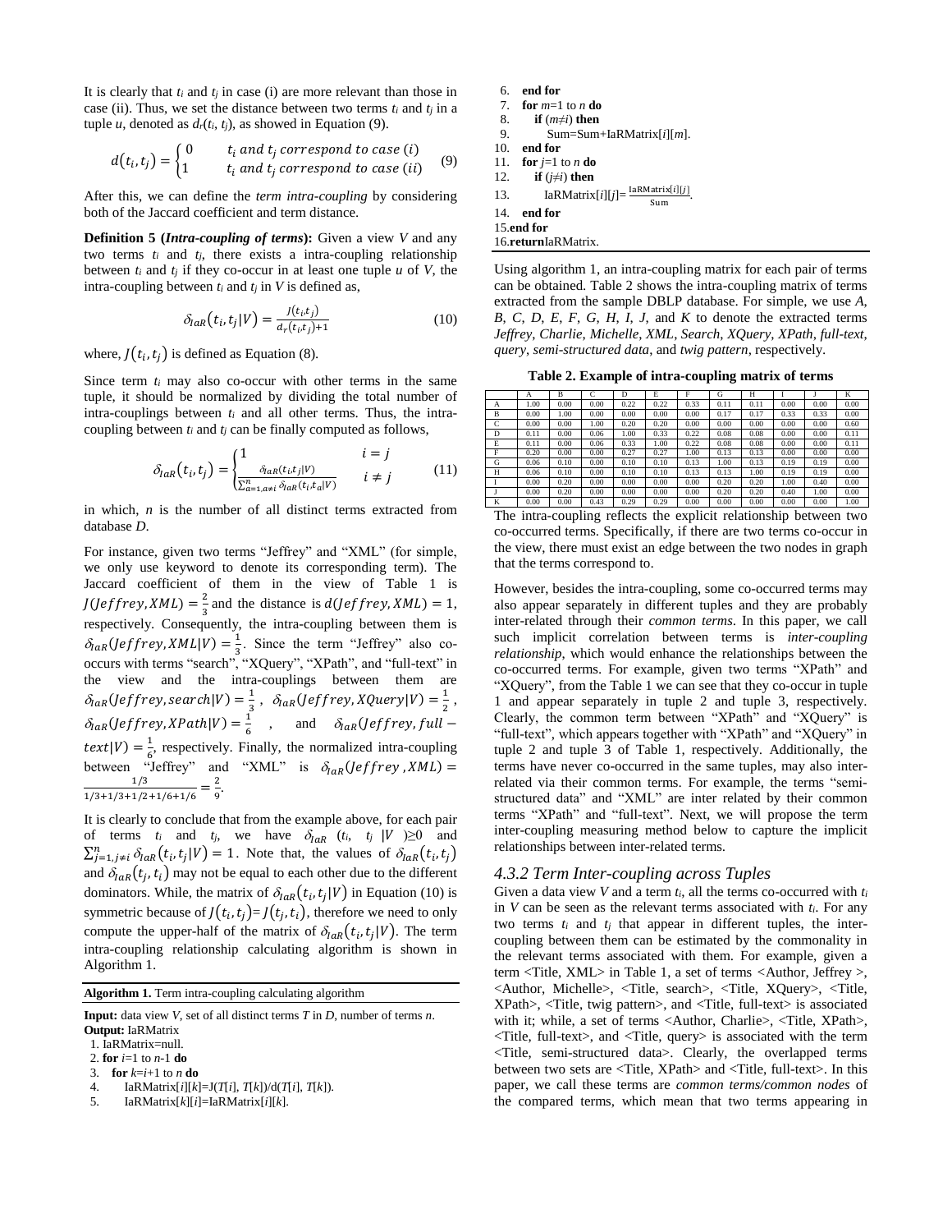It is clearly that $t_i$ and $t_j$ in case (i) are more relevant than those in case (ii). Thus, we set the distance between two terms $t_i$ and $t_j$ in a tuple $u$, denoted as $d_r(t_i, t_j)$, as showed in Equation (9).

$$d(t_i, t_j) = \begin{cases} 0 & t_i \text{ and } t_j \text{ correspond to case (i)} \\ 1 & t_i \text{ and } t_j \text{ correspond to case (ii)} \end{cases} \quad (9)$$

After this, we can define the *term intra-coupling* by considering both of the Jaccard coefficient and term distance.

**Definition 5 (*Intra-coupling of terms*):** Given a view $V$ and any two terms $t_i$ and $t_j$, there exists a intra-coupling relationship between $t_i$ and $t_j$ if they co-occur in at least one tuple $u$ of $V$, the intra-coupling between $t_i$ and $t_j$ in $V$ is defined as,

$$\delta_{IaR}(t_i, t_j|V) = \frac{J(t_i, t_j)}{d_r(t_i, t_j)+1} \quad (10)$$

where, $J(t_i, t_j)$ is defined as Equation (8).

Since term $t_i$ may also co-occur with other terms in the same tuple, it should be normalized by dividing the total number of intra-couplings between $t_i$ and all other terms. Thus, the intra-coupling between $t_i$ and $t_j$ can be finally computed as follows,

$$\delta_{IaR}(t_i, t_j) = \begin{cases} 1 & i = j \\ \frac{\delta_{IaR}(t_i, t_j|V)}{\sum_{a=1, a\neq i}^{n} \delta_{IaR}(t_i, t_a|V)} & i \neq j \end{cases} \quad (11)$$

in which, $n$ is the number of all distinct terms extracted from database $D$.

For instance, given two terms "Jeffrey" and "XML" (for simple, we only use keyword to denote its corresponding term). The Jaccard coefficient of them in the view of Table 1 is $J(Jeffrey, XML) = \frac{2}{3}$ and the distance is $d(Jeffrey, XML) = 1$, respectively. Consequently, the intra-coupling between them is $\delta_{IaR}(Jeffrey, XML|V) = \frac{1}{3}$. Since the term "Jeffrey" also co-occurs with terms "search", "XQuery", "XPath", and "full-text" in the view and the intra-couplings between them are $\delta_{IaR}(Jeffrey, search|V) = \frac{1}{3}$, $\delta_{IaR}(Jeffrey, XQuery|V) = \frac{1}{2}$, $\delta_{IaR}(Jeffrey, XPath|V) = \frac{1}{6}$, and $\delta_{IaR}(Jeffrey, full-text|V) = \frac{1}{6}$, respectively. Finally, the normalized intra-coupling between "Jeffrey" and "XML" is $\delta_{IaR}(Jeffrey, XML) = \frac{1/3}{1/3+1/3+1/2+1/6+1/6} = \frac{2}{9}$.

It is clearly to conclude that from the example above, for each pair of terms $t_i$ and $t_j$, we have $\delta_{IaR}(t_i, t_j|V) \geq 0$ and $\sum_{j=1, j\neq i}^{n} \delta_{IaR}(t_i, t_j|V) = 1$. Note that, the values of $\delta_{IaR}(t_i, t_j)$ and $\delta_{IaR}(t_j, t_i)$ may not be equal to each other due to the different dominators. While, the matrix of $\delta_{IaR}(t_i, t_j|V)$ in Equation (10) is symmetric because of $J(t_i, t_j) = J(t_j, t_i)$, therefore we need to only compute the upper-half of the matrix of $\delta_{IaR}(t_i, t_j|V)$. The term intra-coupling relationship calculating algorithm is shown in Algorithm 1.

**Algorithm 1.** Term intra-coupling calculating algorithm

**Input:** data view $V$, set of all distinct terms $T$ in $D$, number of terms $n$.
**Output:** IaRMatrix

```
1. IaRMatrix=null.
2. for i=1 to n-1 do
3.   for k=i+1 to n do
4.     IaRMatrix[i][k]=J(T[i], T[k])/d(T[i], T[k]).
5.     IaRMatrix[k][i]=IaRMatrix[i][k].
6.   end for
7.   for m=1 to n do
8.     if (m≠i) then
9.       Sum=Sum+IaRMatrix[i][m].
10.  end for
11.  for j=1 to n do
12.    if (j≠i) then
13.      IaRMatrix[i][j]= IaRMatrix[i][j] / Sum.
14.  end for
15.end for
16.returnIaRMatrix.
```

Using algorithm 1, an intra-coupling matrix for each pair of terms can be obtained. Table 2 shows the intra-coupling matrix of terms extracted from the sample DBLP database. For simple, we use *A*, *B*, *C*, *D*, *E*, *F*, *G*, *H*, *I*, *J*, and *K* to denote the extracted terms *Jeffrey*, *Charlie*, *Michelle*, *XML*, *Search*, *XQuery*, *XPath*, *full-text*, *query*, *semi-structured data*, and *twig pattern*, respectively.

**Table 2. Example of intra-coupling matrix of terms**

| | A | B | C | D | E | F | G | H | I | J | K |
|---|---|---|---|---|---|---|---|---|---|---|---|
| A | 1.00 | 0.00 | 0.00 | 0.22 | 0.22 | 0.33 | 0.11 | 0.11 | 0.00 | 0.00 | 0.00 |
| B | 0.00 | 1.00 | 0.00 | 0.00 | 0.00 | 0.00 | 0.17 | 0.17 | 0.33 | 0.33 | 0.00 |
| C | 0.00 | 0.00 | 1.00 | 0.20 | 0.20 | 0.00 | 0.00 | 0.00 | 0.00 | 0.00 | 0.60 |
| D | 0.11 | 0.00 | 0.06 | 1.00 | 0.33 | 0.22 | 0.08 | 0.08 | 0.00 | 0.00 | 0.11 |
| E | 0.11 | 0.00 | 0.06 | 0.33 | 1.00 | 0.22 | 0.08 | 0.08 | 0.00 | 0.00 | 0.11 |
| F | 0.20 | 0.00 | 0.00 | 0.27 | 0.27 | 1.00 | 0.13 | 0.13 | 0.00 | 0.00 | 0.00 |
| G | 0.06 | 0.10 | 0.00 | 0.10 | 0.10 | 0.13 | 1.00 | 0.13 | 0.19 | 0.19 | 0.00 |
| H | 0.06 | 0.10 | 0.00 | 0.10 | 0.10 | 0.13 | 0.13 | 1.00 | 0.19 | 0.19 | 0.00 |
| I | 0.00 | 0.20 | 0.00 | 0.00 | 0.00 | 0.00 | 0.20 | 0.20 | 1.00 | 0.40 | 0.00 |
| J | 0.00 | 0.20 | 0.00 | 0.00 | 0.00 | 0.00 | 0.20 | 0.20 | 0.40 | 1.00 | 0.00 |
| K | 0.00 | 0.00 | 0.43 | 0.29 | 0.29 | 0.00 | 0.00 | 0.00 | 0.00 | 0.00 | 1.00 |

The intra-coupling reflects the explicit relationship between two co-occurred terms. Specifically, if there are two terms co-occur in the view, there must exist an edge between the two nodes in graph that the terms correspond to.

However, besides the intra-coupling, some co-occurred terms may also appear separately in different tuples and they are probably inter-related through their *common terms*. In this paper, we call such implicit correlation between terms is *inter-coupling relationship,* which would enhance the relationships between the co-occurred terms. For example, given two terms "XPath" and "XQuery", from the Table 1 we can see that they co-occur in tuple 1 and appear separately in tuple 2 and tuple 3, respectively. Clearly, the common term between "XPath" and "XQuery" is "full-text", which appears together with "XPath" and "XQuery" in tuple 2 and tuple 3 of Table 1, respectively. Additionally, the terms have never co-occurred in the same tuples, may also inter-related via their common terms. For example, the terms "semi-structured data" and "XML" are inter related by their common terms "XPath" and "full-text". Next, we will propose the term inter-coupling measuring method below to capture the implicit relationships between inter-related terms.

### *4.3.2 Term Inter-coupling across Tuples*

Given a data view $V$ and a term $t_i$, all the terms co-occurred with $t_i$ in $V$ can be seen as the relevant terms associated with $t_i$. For any two terms $t_i$ and $t_j$ that appear in different tuples, the inter-coupling between them can be estimated by the commonality in the relevant terms associated with them. For example, given a term <Title, XML> in Table 1, a set of terms <Author, Jeffrey >, <Author, Michelle>, <Title, search>, <Title, XQuery>, <Title, XPath>, <Title, twig pattern>, and <Title, full-text> is associated with it; while, a set of terms <Author, Charlie>, <Title, XPath>, <Title, full-text>, and <Title, query> is associated with the term <Title, semi-structured data>. Clearly, the overlapped terms between two sets are <Title, XPath> and <Title, full-text>. In this paper, we call these terms are *common terms/common nodes* of the compared terms, which mean that two terms appearing in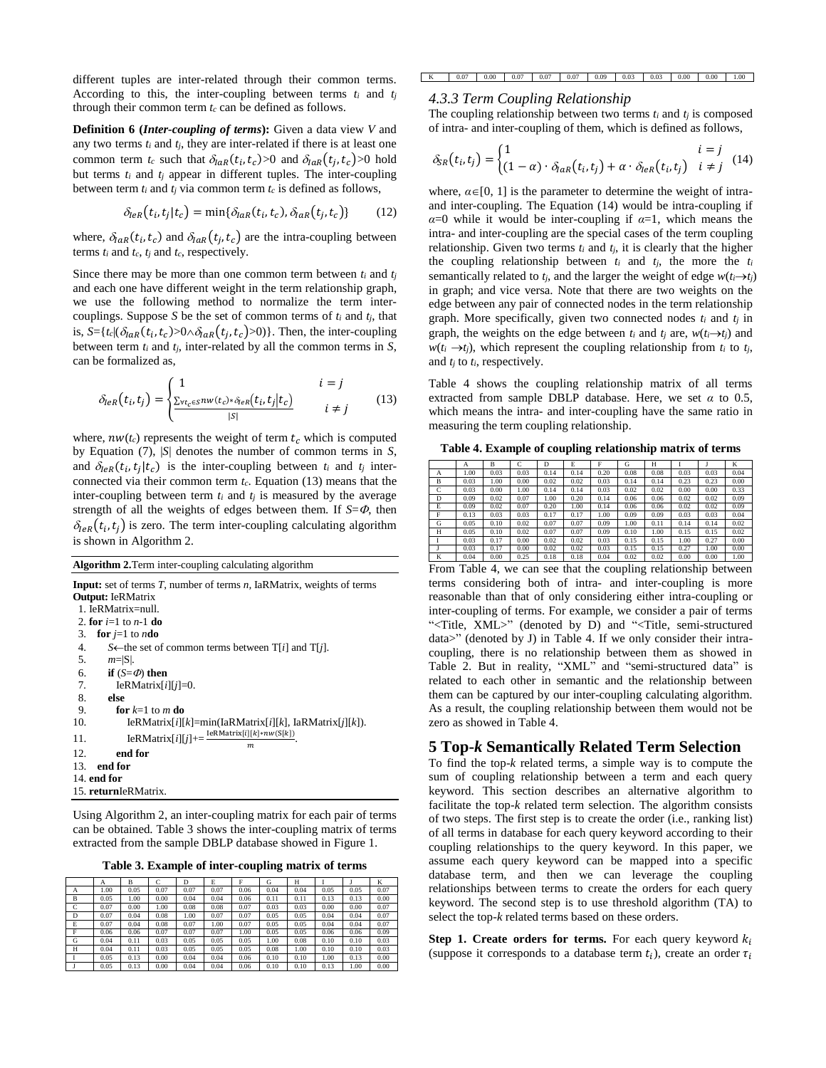different tuples are inter-related through their common terms. According to this, the inter-coupling between terms $t_i$ and $t_j$ through their common term $t_c$ can be defined as follows.

**Definition 6 (*Inter-coupling of terms*):** Given a data view $V$ and any two terms $t_i$ and $t_j$, they are inter-related if there is at least one common term $t_c$ such that $\delta_{IaR}(t_i, t_c)>0$ and $\delta_{IaR}(t_j, t_c)>0$ hold but terms $t_i$ and $t_j$ appear in different tuples. The inter-coupling between term $t_i$ and $t_j$ via common term $t_c$ is defined as follows,

$$\delta_{IeR}(t_i, t_j|t_c) = \min\{\delta_{IaR}(t_i, t_c), \delta_{IaR}(t_j, t_c)\} \quad (12)$$

where, $\delta_{IaR}(t_i, t_c)$ and $\delta_{IaR}(t_j, t_c)$ are the intra-coupling between terms $t_i$ and $t_c$, $t_j$ and $t_c$, respectively.

Since there may be more than one common term between $t_i$ and $t_j$ and each one have different weight in the term relationship graph, we use the following method to normalize the term inter-couplings. Suppose $S$ be the set of common terms of $t_i$ and $t_j$, that is, $S=\{t_c|(\delta_{IaR}(t_i, t_c)>0 \wedge \delta_{IaR}(t_j, t_c)>0)\}$. Then, the inter-coupling between term $t_i$ and $t_j$, inter-related by all the common terms in $S$, can be formalized as,

$$\delta_{IeR}(t_i, t_j) = \begin{cases} 1 & i = j \\ \frac{\sum_{\forall t_c \in S} nw(t_c) * \delta_{IeR}(t_i, t_j|t_c)}{|S|} & i \neq j \end{cases} \quad (13)$$

where, $nw(t_c)$ represents the weight of term $t_c$ which is computed by Equation (7), $|S|$ denotes the number of common terms in $S$, and $\delta_{IeR}(t_i, t_j|t_c)$ is the inter-coupling between $t_i$ and $t_j$ inter-connected via their common term $t_c$. Equation (13) means that the inter-coupling between term $t_i$ and $t_j$ is measured by the average strength of all the weights of edges between them. If $S=\Phi$, then $\delta_{IeR}(t_i, t_j)$ is zero. The term inter-coupling calculating algorithm is shown in Algorithm 2.

**Algorithm 2.** Term inter-coupling calculating algorithm

```
Input: set of terms T, number of terms n, IaRMatrix, weights of terms
Output: IeRMatrix
 1. IeRMatrix=null.
 2. for i=1 to n-1 do
 3.   for j=1 to n do
 4.     S←the set of common terms between T[i] and T[j].
 5.     m=|S|.
 6.     if (S=Φ) then
 7.       IeRMatrix[i][j]=0.
 8.     else
 9.       for k=1 to m do
10.         IeRMatrix[i][k]=min(IaRMatrix[i][k], IaRMatrix[j][k]).
11.         IeRMatrix[i][j]+= IeRMatrix[i][k]*nw(S[k]) / m.
12.       end for
13.   end for
14. end for
15. return IeRMatrix.
```

Using Algorithm 2, an inter-coupling matrix for each pair of terms can be obtained. Table 3 shows the inter-coupling matrix of terms extracted from the sample DBLP database showed in Figure 1.

**Table 3. Example of inter-coupling matrix of terms**

| | A | B | C | D | E | F | G | H | I | J | K |
|---|---|---|---|---|---|---|---|---|---|---|---|
| A | 1.00 | 0.05 | 0.07 | 0.07 | 0.07 | 0.06 | 0.04 | 0.04 | 0.05 | 0.05 | 0.07 |
| B | 0.05 | 1.00 | 0.00 | 0.04 | 0.04 | 0.06 | 0.11 | 0.11 | 0.13 | 0.13 | 0.00 |
| C | 0.07 | 0.00 | 1.00 | 0.08 | 0.08 | 0.07 | 0.03 | 0.03 | 0.00 | 0.00 | 0.07 |
| D | 0.07 | 0.04 | 0.08 | 1.00 | 0.07 | 0.07 | 0.05 | 0.05 | 0.04 | 0.04 | 0.07 |
| E | 0.07 | 0.04 | 0.08 | 0.07 | 1.00 | 0.07 | 0.05 | 0.05 | 0.04 | 0.04 | 0.07 |
| F | 0.06 | 0.06 | 0.07 | 0.07 | 0.07 | 1.00 | 0.05 | 0.05 | 0.06 | 0.06 | 0.09 |
| G | 0.04 | 0.11 | 0.03 | 0.05 | 0.05 | 0.05 | 1.00 | 0.08 | 0.10 | 0.10 | 0.03 |
| H | 0.04 | 0.11 | 0.03 | 0.05 | 0.05 | 0.05 | 0.08 | 1.00 | 0.10 | 0.10 | 0.03 |
| I | 0.05 | 0.13 | 0.00 | 0.04 | 0.04 | 0.06 | 0.10 | 0.10 | 1.00 | 0.13 | 0.00 |
| J | 0.05 | 0.13 | 0.00 | 0.04 | 0.04 | 0.06 | 0.10 | 0.10 | 0.13 | 1.00 | 0.00 |
| K | 0.07 | 0.00 | 0.07 | 0.07 | 0.07 | 0.09 | 0.03 | 0.03 | 0.00 | 0.00 | 1.00 |

### 4.3.3 Term Coupling Relationship

The coupling relationship between two terms $t_i$ and $t_j$ is composed of intra- and inter-coupling of them, which is defined as follows,

$$\delta_{SR}(t_i, t_j) = \begin{cases} 1 & i = j \\ (1-\alpha)\cdot\delta_{IaR}(t_i, t_j) + \alpha\cdot\delta_{IeR}(t_i, t_j) & i \neq j \end{cases} \quad (14)$$

where, $\alpha\in[0, 1]$ is the parameter to determine the weight of intra- and inter-coupling. The Equation (14) would be intra-coupling if $\alpha$=0 while it would be inter-coupling if $\alpha$=1, which means the intra- and inter-coupling are the special cases of the term coupling relationship. Given two terms $t_i$ and $t_j$, it is clearly that the higher the coupling relationship between $t_i$ and $t_j$, the more the $t_i$ semantically related to $t_j$, and the larger the weight of edge $w(t_i\rightarrow t_j)$ in graph; and vice versa. Note that there are two weights on the edge between any pair of connected nodes in the term relationship graph. More specifically, given two connected nodes $t_i$ and $t_j$ in graph, the weights on the edge between $t_i$ and $t_j$ are, $w(t_i\rightarrow t_j)$ and $w(t_i\rightarrow t_j)$, which represent the coupling relationship from $t_i$ to $t_j$, and $t_j$ to $t_i$, respectively.

Table 4 shows the coupling relationship matrix of all terms extracted from sample DBLP database. Here, we set $\alpha$ to 0.5, which means the intra- and inter-coupling have the same ratio in measuring the term coupling relationship.

**Table 4. Example of coupling relationship matrix of terms**

| | A | B | C | D | E | F | G | H | I | J | K |
|---|---|---|---|---|---|---|---|---|---|---|---|
| A | 1.00 | 0.03 | 0.03 | 0.14 | 0.14 | 0.20 | 0.08 | 0.08 | 0.03 | 0.03 | 0.04 |
| B | 0.03 | 1.00 | 0.00 | 0.02 | 0.02 | 0.03 | 0.14 | 0.14 | 0.23 | 0.23 | 0.00 |
| C | 0.03 | 0.00 | 1.00 | 0.14 | 0.14 | 0.03 | 0.02 | 0.02 | 0.00 | 0.00 | 0.33 |
| D | 0.09 | 0.02 | 0.07 | 1.00 | 0.20 | 0.14 | 0.06 | 0.06 | 0.02 | 0.02 | 0.09 |
| E | 0.09 | 0.02 | 0.07 | 0.20 | 1.00 | 0.14 | 0.06 | 0.06 | 0.02 | 0.02 | 0.09 |
| F | 0.13 | 0.03 | 0.03 | 0.17 | 0.17 | 1.00 | 0.09 | 0.09 | 0.03 | 0.03 | 0.04 |
| G | 0.05 | 0.10 | 0.02 | 0.07 | 0.07 | 0.09 | 1.00 | 0.11 | 0.14 | 0.14 | 0.02 |
| H | 0.05 | 0.10 | 0.02 | 0.07 | 0.07 | 0.09 | 0.10 | 1.00 | 0.15 | 0.15 | 0.02 |
| I | 0.03 | 0.17 | 0.00 | 0.02 | 0.02 | 0.03 | 0.15 | 0.15 | 1.00 | 0.27 | 0.00 |
| J | 0.03 | 0.17 | 0.00 | 0.02 | 0.02 | 0.03 | 0.15 | 0.15 | 0.27 | 1.00 | 0.00 |
| K | 0.04 | 0.00 | 0.25 | 0.18 | 0.18 | 0.04 | 0.02 | 0.02 | 0.00 | 0.00 | 1.00 |

From Table 4, we can see that the coupling relationship between terms considering both of intra- and inter-coupling is more reasonable than that of only considering either intra-coupling or inter-coupling of terms. For example, we consider a pair of terms "<Title, XML>" (denoted by D) and "<Title, semi-structured data>" (denoted by J) in Table 4. If we only consider their intra-coupling, there is no relationship between them as showed in Table 2. But in reality, "XML" and "semi-structured data" is related to each other in semantic and the relationship between them can be captured by our inter-coupling calculating algorithm. As a result, the coupling relationship between them would not be zero as showed in Table 4.

## 5 Top-*k* Semantically Related Term Selection

To find the top-*k* related terms, a simple way is to compute the sum of coupling relationship between a term and each query keyword. This section describes an alternative algorithm to facilitate the top-*k* related term selection. The algorithm consists of two steps. The first step is to create the order (i.e., ranking list) of all terms in database for each query keyword according to their coupling relationships to the query keyword. In this paper, we assume each query keyword can be mapped into a specific database term, and then we can leverage the coupling relationships between terms to create the orders for each query keyword. The second step is to use threshold algorithm (TA) to select the top-*k* related terms based on these orders.

**Step 1. Create orders for terms.** For each query keyword $k_i$ (suppose it corresponds to a database term $t_i$), create an order $\tau_i$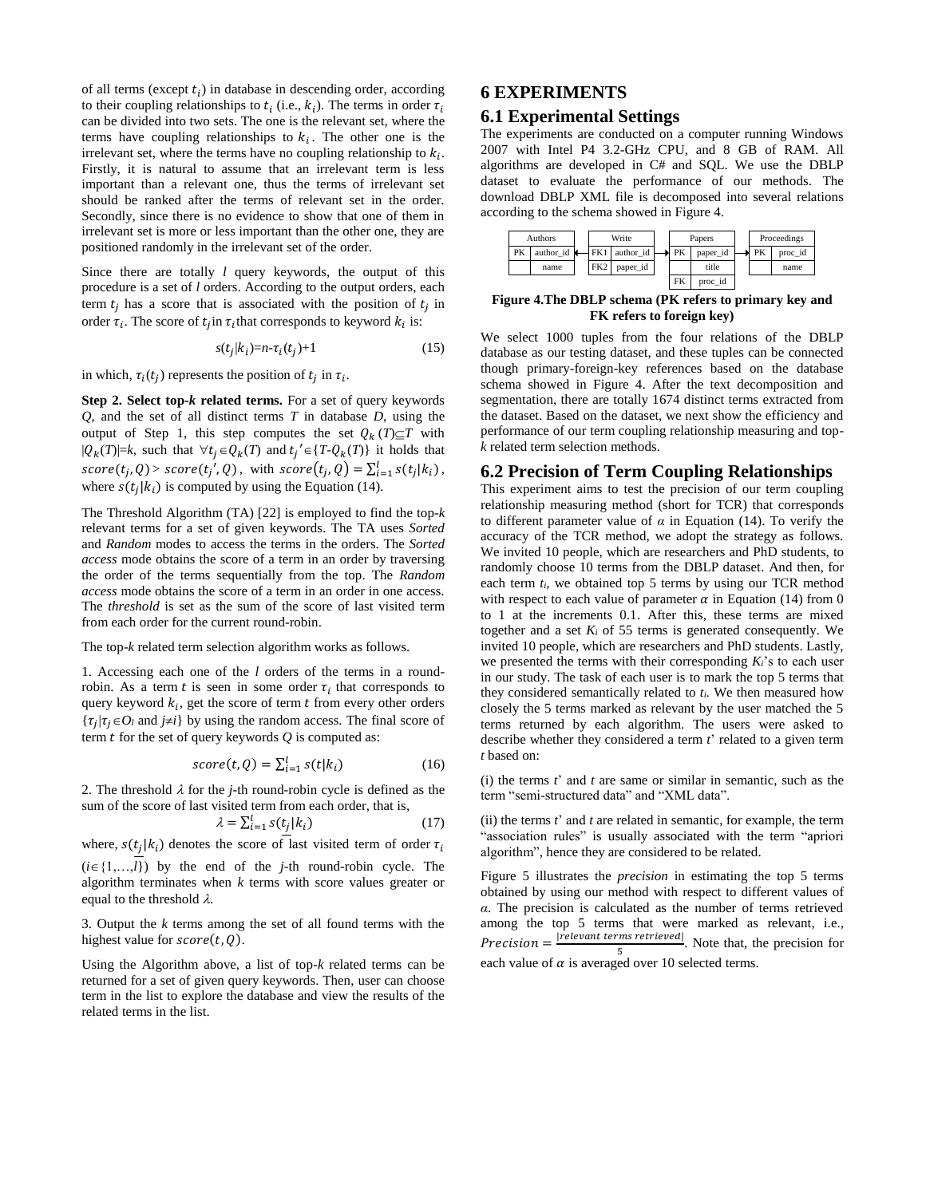of all terms (except $t_i$) in database in descending order, according to their coupling relationships to $t_i$ (i.e., $k_i$). The terms in order $\tau_i$ can be divided into two sets. The one is the relevant set, where the terms have coupling relationships to $k_i$. The other one is the irrelevant set, where the terms have no coupling relationship to $k_i$. Firstly, it is natural to assume that an irrelevant term is less important than a relevant one, thus the terms of irrelevant set should be ranked after the terms of relevant set in the order. Secondly, since there is no evidence to show that one of them in irrelevant set is more or less important than the other one, they are positioned randomly in the irrelevant set of the order.

Since there are totally $l$ query keywords, the output of this procedure is a set of $l$ orders. According to the output orders, each term $t_j$ has a score that is associated with the position of $t_j$ in order $\tau_i$. The score of $t_j$ in $\tau_i$ that corresponds to keyword $k_i$ is:

$$s(t_j|k_i)=n-\tau_i(t_j)+1 \quad (15)$$

in which, $\tau_i(t_j)$ represents the position of $t_j$ in $\tau_i$.

**Step 2. Select top-*k* related terms.** For a set of query keywords $Q$, and the set of all distinct terms $T$ in database $D$, using the output of Step 1, this step computes the set $Q_k(T)\subseteq T$ with $|Q_k(T)|=k$, such that $\forall t_j\in Q_k(T)$ and $t_j'\in\{T-Q_k(T)\}$ it holds that $score(t_j,Q) > score(t_j',Q)$, with $score(t_j,Q)=\sum_{i=1}^{l} s(t_j|k_i)$, where $s(t_j|k_i)$ is computed by using the Equation (14).

The Threshold Algorithm (TA) [22] is employed to find the top-*k* relevant terms for a set of given keywords. The TA uses *Sorted* and *Random* modes to access the terms in the orders. The *Sorted access* mode obtains the score of a term in an order by traversing the order of the terms sequentially from the top. The *Random access* mode obtains the score of a term in an order in one access. The *threshold* is set as the sum of the score of last visited term from each order for the current round-robin.

The top-*k* related term selection algorithm works as follows.

1. Accessing each one of the $l$ orders of the terms in a round-robin. As a term $t$ is seen in some order $\tau_i$ that corresponds to query keyword $k_i$, get the score of term $t$ from every other orders $\{\tau_j|\tau_j\in O_l$ and $j\neq i\}$ by using the random access. The final score of term $t$ for the set of query keywords $Q$ is computed as:

$$score(t,Q)=\sum_{i=1}^{l} s(t|k_i) \quad (16)$$

2. The threshold $\lambda$ for the $j$-th round-robin cycle is defined as the sum of the score of last visited term from each order, that is,

$$\lambda=\sum_{i=1}^{l} s(\underline{t_j}|k_i) \quad (17)$$

where, $s(\underline{t_j}|k_i)$ denotes the score of last visited term of order $\tau_i$ ($i\in\{1,\ldots,l\}$) by the end of the $j$-th round-robin cycle. The algorithm terminates when $k$ terms with score values greater or equal to the threshold $\lambda$.

3. Output the $k$ terms among the set of all found terms with the highest value for $score(t,Q)$.

Using the Algorithm above, a list of top-*k* related terms can be returned for a set of given query keywords. Then, user can choose term in the list to explore the database and view the results of the related terms in the list.

# 6 EXPERIMENTS

## 6.1 Experimental Settings

The experiments are conducted on a computer running Windows 2007 with Intel P4 3.2-GHz CPU, and 8 GB of RAM. All algorithms are developed in C# and SQL. We use the DBLP dataset to evaluate the performance of our methods. The download DBLP XML file is decomposed into several relations according to the schema showed in Figure 4.

| Authors | | | Write | | | Papers | | | Proceedings | |
|---|---|---|---|---|---|---|---|---|---|---|
| PK | author_id | | FK1 | author_id | | PK | paper_id | | PK | proc_id |
| | name | | FK2 | paper_id | | | title | | | name |
| | | | | | | FK | proc_id | | | |

**Figure 4.The DBLP schema (PK refers to primary key and FK refers to foreign key)**

We select 1000 tuples from the four relations of the DBLP database as our testing dataset, and these tuples can be connected though primary-foreign-key references based on the database schema showed in Figure 4. After the text decomposition and segmentation, there are totally 1674 distinct terms extracted from the dataset. Based on the dataset, we next show the efficiency and performance of our term coupling relationship measuring and top-*k* related term selection methods.

## 6.2 Precision of Term Coupling Relationships

This experiment aims to test the precision of our term coupling relationship measuring method (short for TCR) that corresponds to different parameter value of $\alpha$ in Equation (14). To verify the accuracy of the TCR method, we adopt the strategy as follows. We invited 10 people, which are researchers and PhD students, to randomly choose 10 terms from the DBLP dataset. And then, for each term $t_i$, we obtained top 5 terms by using our TCR method with respect to each value of parameter $\alpha$ in Equation (14) from 0 to 1 at the increments 0.1. After this, these terms are mixed together and a set $K_i$ of 55 terms is generated consequently. We invited 10 people, which are researchers and PhD students. Lastly, we presented the terms with their corresponding $K_i$'s to each user in our study. The task of each user is to mark the top 5 terms that they considered semantically related to $t_i$. We then measured how closely the 5 terms marked as relevant by the user matched the 5 terms returned by each algorithm. The users were asked to describe whether they considered a term $t$' related to a given term $t$ based on:

(i) the terms $t$' and $t$ are same or similar in semantic, such as the term "semi-structured data" and "XML data".

(ii) the terms $t$' and $t$ are related in semantic, for example, the term "association rules" is usually associated with the term "apriori algorithm", hence they are considered to be related.

Figure 5 illustrates the *precision* in estimating the top 5 terms obtained by using our method with respect to different values of $\alpha$. The precision is calculated as the number of terms retrieved among the top 5 terms that were marked as relevant, i.e., $Precision=\frac{|relevant\ terms\ retrieved|}{5}$. Note that, the precision for each value of $\alpha$ is averaged over 10 selected terms.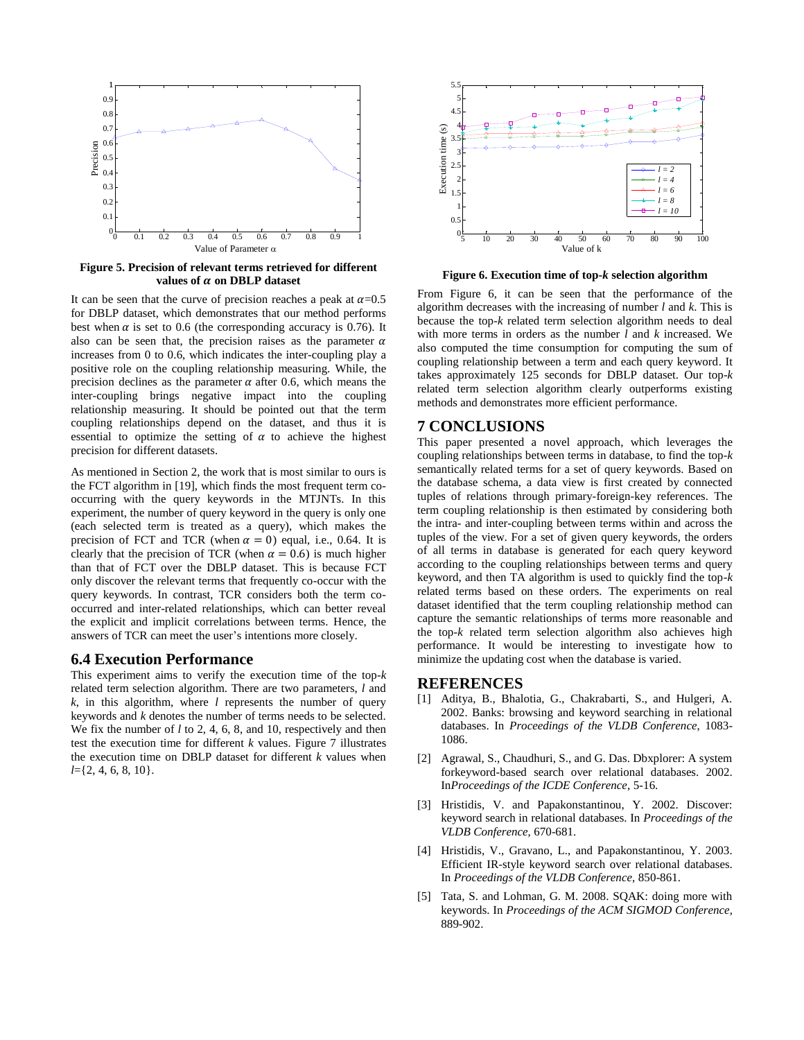**Figure 5. Precision of relevant terms retrieved for different values of $\alpha$ on DBLP dataset**

It can be seen that the curve of precision reaches a peak at $\alpha$=0.5 for DBLP dataset, which demonstrates that our method performs best when $\alpha$ is set to 0.6 (the corresponding accuracy is 0.76). It also can be seen that, the precision raises as the parameter $\alpha$ increases from 0 to 0.6, which indicates the inter-coupling play a positive role on the coupling relationship measuring. While, the precision declines as the parameter $\alpha$ after 0.6, which means the inter-coupling brings negative impact into the coupling relationship measuring. It should be pointed out that the term coupling relationships depend on the dataset, and thus it is essential to optimize the setting of $\alpha$ to achieve the highest precision for different datasets.

As mentioned in Section 2, the work that is most similar to ours is the FCT algorithm in [19], which finds the most frequent term co-occurring with the query keywords in the MTJNTs. In this experiment, the number of query keyword in the query is only one (each selected term is treated as a query), which makes the precision of FCT and TCR (when $\alpha = 0$) equal, i.e., 0.64. It is clearly that the precision of TCR (when $\alpha = 0.6$) is much higher than that of FCT over the DBLP dataset. This is because FCT only discover the relevant terms that frequently co-occur with the query keywords. In contrast, TCR considers both the term co-occurred and inter-related relationships, which can better reveal the explicit and implicit correlations between terms. Hence, the answers of TCR can meet the user's intentions more closely.

## 6.4 Execution Performance

This experiment aims to verify the execution time of the top-*k* related term selection algorithm. There are two parameters, *l* and *k*, in this algorithm, where *l* represents the number of query keywords and *k* denotes the number of terms needs to be selected. We fix the number of *l* to 2, 4, 6, 8, and 10, respectively and then test the execution time for different *k* values. Figure 7 illustrates the execution time on DBLP dataset for different *k* values when *l*={2, 4, 6, 8, 10}.

**Figure 6. Execution time of top-*k* selection algorithm**

From Figure 6, it can be seen that the performance of the algorithm decreases with the increasing of number *l* and *k*. This is because the top-*k* related term selection algorithm needs to deal with more terms in orders as the number *l* and *k* increased. We also computed the time consumption for computing the sum of coupling relationship between a term and each query keyword. It takes approximately 125 seconds for DBLP dataset. Our top-*k* related term selection algorithm clearly outperforms existing methods and demonstrates more efficient performance.

# 7 CONCLUSIONS

This paper presented a novel approach, which leverages the coupling relationships between terms in database, to find the top-*k* semantically related terms for a set of query keywords. Based on the database schema, a data view is first created by connected tuples of relations through primary-foreign-key references. The term coupling relationship is then estimated by considering both the intra- and inter-coupling between terms within and across the tuples of the view. For a set of given query keywords, the orders of all terms in database is generated for each query keyword according to the coupling relationships between terms and query keyword, and then TA algorithm is used to quickly find the top-*k* related terms based on these orders. The experiments on real dataset identified that the term coupling relationship method can capture the semantic relationships of terms more reasonable and the top-*k* related term selection algorithm also achieves high performance. It would be interesting to investigate how to minimize the updating cost when the database is varied.

# REFERENCES

[1] Aditya, B., Bhalotia, G., Chakrabarti, S., and Hulgeri, A. 2002. Banks: browsing and keyword searching in relational databases. In *Proceedings of the VLDB Conference*, 1083-1086.

[2] Agrawal, S., Chaudhuri, S., and G. Das. Dbxplorer: A system forkeyword-based search over relational databases. 2002. In*Proceedings of the ICDE Conference*, 5-16.

[3] Hristidis, V. and Papakonstantinou, Y. 2002. Discover: keyword search in relational databases. In *Proceedings of the VLDB Conference*, 670-681.

[4] Hristidis, V., Gravano, L., and Papakonstantinou, Y. 2003. Efficient IR-style keyword search over relational databases. In *Proceedings of the VLDB Conference*, 850-861.

[5] Tata, S. and Lohman, G. M. 2008. SQAK: doing more with keywords. In *Proceedings of the ACM SIGMOD Conference*, 889-902.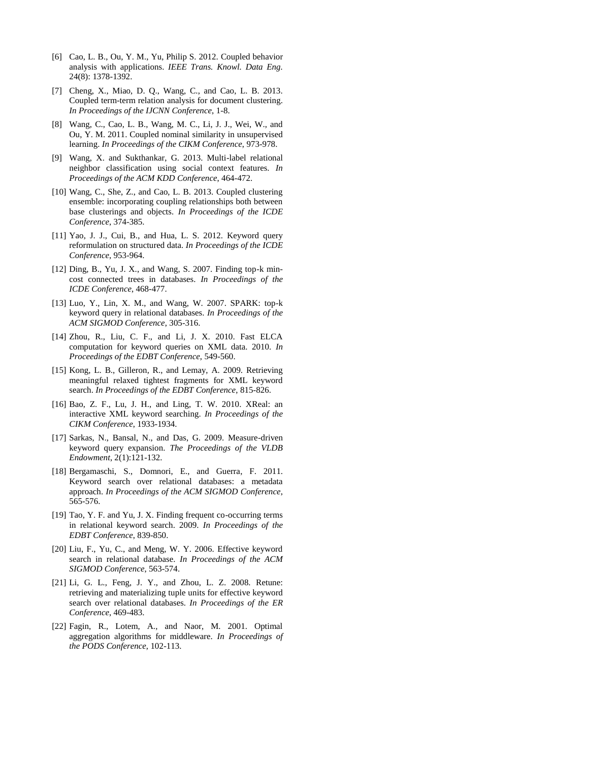[6] Cao, L. B., Ou, Y. M., Yu, Philip S. 2012. Coupled behavior analysis with applications. *IEEE Trans. Knowl. Data Eng.* 24(8): 1378-1392.

[7] Cheng, X., Miao, D. Q., Wang, C., and Cao, L. B. 2013. Coupled term-term relation analysis for document clustering. *In Proceedings of the IJCNN Conference*, 1-8.

[8] Wang, C., Cao, L. B., Wang, M. C., Li, J. J., Wei, W., and Ou, Y. M. 2011. Coupled nominal similarity in unsupervised learning. *In Proceedings of the CIKM Conference*, 973-978.

[9] Wang, X. and Sukthankar, G. 2013. Multi-label relational neighbor classification using social context features. *In Proceedings of the ACM KDD Conference*, 464-472.

[10] Wang, C., She, Z., and Cao, L. B. 2013. Coupled clustering ensemble: incorporating coupling relationships both between base clusterings and objects. *In Proceedings of the ICDE Conference*, 374-385.

[11] Yao, J. J., Cui, B., and Hua, L. S. 2012. Keyword query reformulation on structured data. *In Proceedings of the ICDE Conference*, 953-964.

[12] Ding, B., Yu, J. X., and Wang, S. 2007. Finding top-k min-cost connected trees in databases. *In Proceedings of the ICDE Conference*, 468-477.

[13] Luo, Y., Lin, X. M., and Wang, W. 2007. SPARK: top-k keyword query in relational databases. *In Proceedings of the ACM SIGMOD Conference*, 305-316.

[14] Zhou, R., Liu, C. F., and Li, J. X. 2010. Fast ELCA computation for keyword queries on XML data. 2010. *In Proceedings of the EDBT Conference*, 549-560.

[15] Kong, L. B., Gilleron, R., and Lemay, A. 2009. Retrieving meaningful relaxed tightest fragments for XML keyword search. *In Proceedings of the EDBT Conference*, 815-826.

[16] Bao, Z. F., Lu, J. H., and Ling, T. W. 2010. XReal: an interactive XML keyword searching. *In Proceedings of the CIKM Conference*, 1933-1934.

[17] Sarkas, N., Bansal, N., and Das, G. 2009. Measure-driven keyword query expansion. *The Proceedings of the VLDB Endowment*, 2(1):121-132.

[18] Bergamaschi, S., Domnori, E., and Guerra, F. 2011. Keyword search over relational databases: a metadata approach. *In Proceedings of the ACM SIGMOD Conference*, 565-576.

[19] Tao, Y. F. and Yu, J. X. Finding frequent co-occurring terms in relational keyword search. 2009. *In Proceedings of the EDBT Conference*, 839-850.

[20] Liu, F., Yu, C., and Meng, W. Y. 2006. Effective keyword search in relational database. *In Proceedings of the ACM SIGMOD Conference*, 563-574.

[21] Li, G. L., Feng, J. Y., and Zhou, L. Z. 2008. Retune: retrieving and materializing tuple units for effective keyword search over relational databases. *In Proceedings of the ER Conference*, 469-483.

[22] Fagin, R., Lotem, A., and Naor, M. 2001. Optimal aggregation algorithms for middleware. *In Proceedings of the PODS Conference*, 102-113.